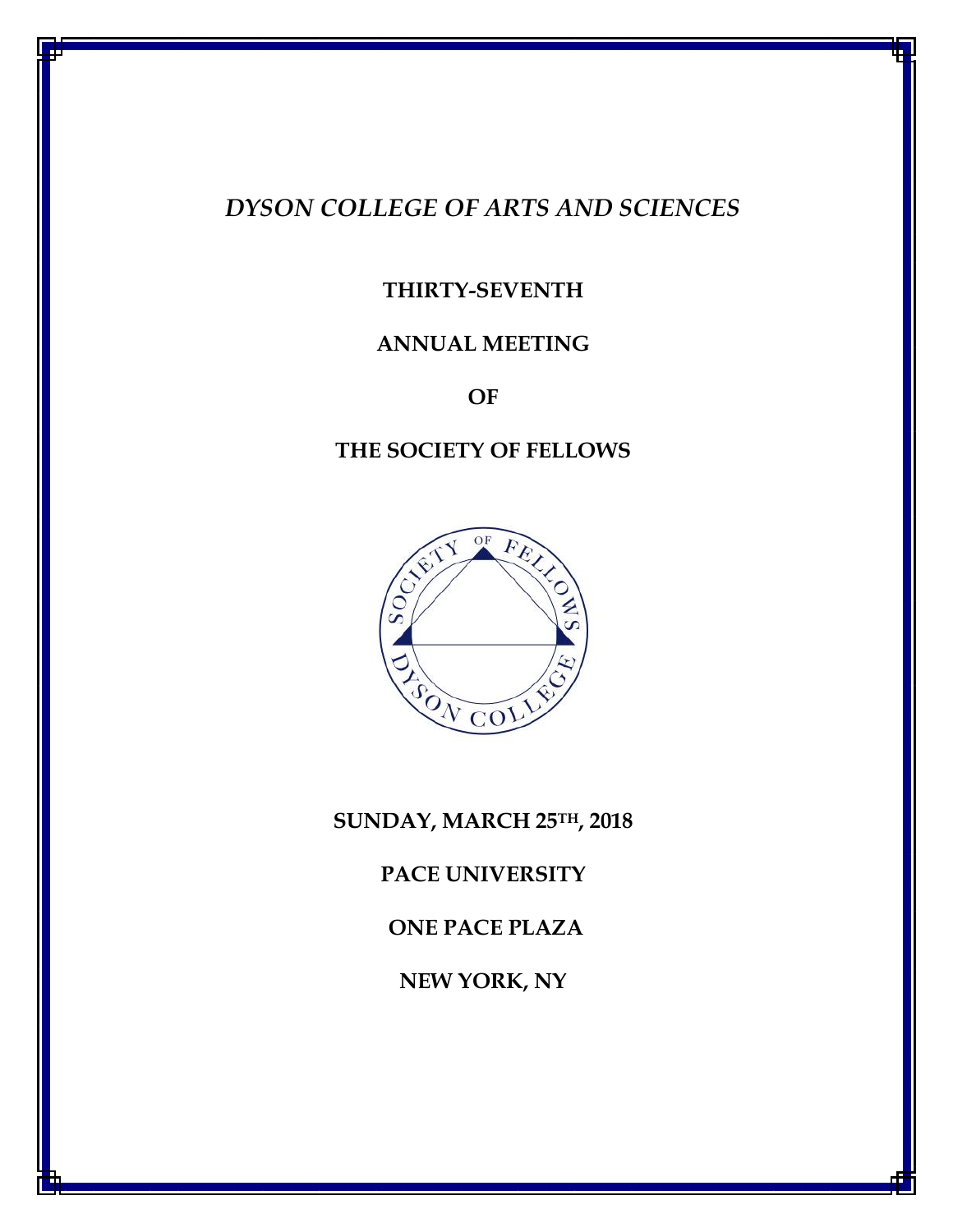*DYSON COLLEGE OF ARTS AND SCIENCES*

**THIRTY-SEVENTH**

**ANNUAL MEETING**

**OF**

**THE SOCIETY OF FELLOWS**

**SUNDAY, MARCH 25TH, 2018**

**PACE UNIVERSITY**

**ONE PACE PLAZA**

**NEW YORK, NY**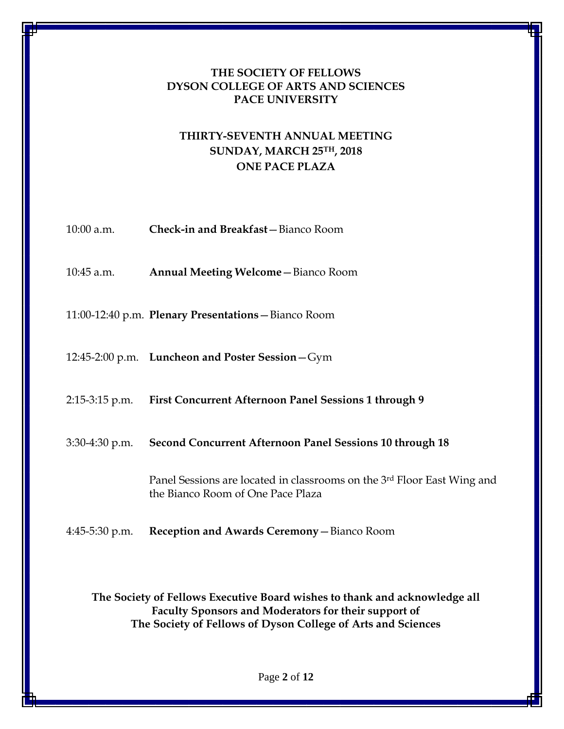**THE SOCIETY OF FELLOWS**
**DYSON COLLEGE OF ARTS AND SCIENCES**
**PACE UNIVERSITY**

**THIRTY-SEVENTH ANNUAL MEETING**
**SUNDAY, MARCH 25TH, 2018**
**ONE PACE PLAZA**

10:00 a.m. **Check-in and Breakfast**—Bianco Room

10:45 a.m. **Annual Meeting Welcome**—Bianco Room

11:00-12:40 p.m. **Plenary Presentations**—Bianco Room

12:45-2:00 p.m. **Luncheon and Poster Session**—Gym

2:15-3:15 p.m. **First Concurrent Afternoon Panel Sessions 1 through 9**

3:30-4:30 p.m. **Second Concurrent Afternoon Panel Sessions 10 through 18**

Panel Sessions are located in classrooms on the 3rd Floor East Wing and the Bianco Room of One Pace Plaza

4:45-5:30 p.m. **Reception and Awards Ceremony**—Bianco Room

**The Society of Fellows Executive Board wishes to thank and acknowledge all Faculty Sponsors and Moderators for their support of The Society of Fellows of Dyson College of Arts and Sciences**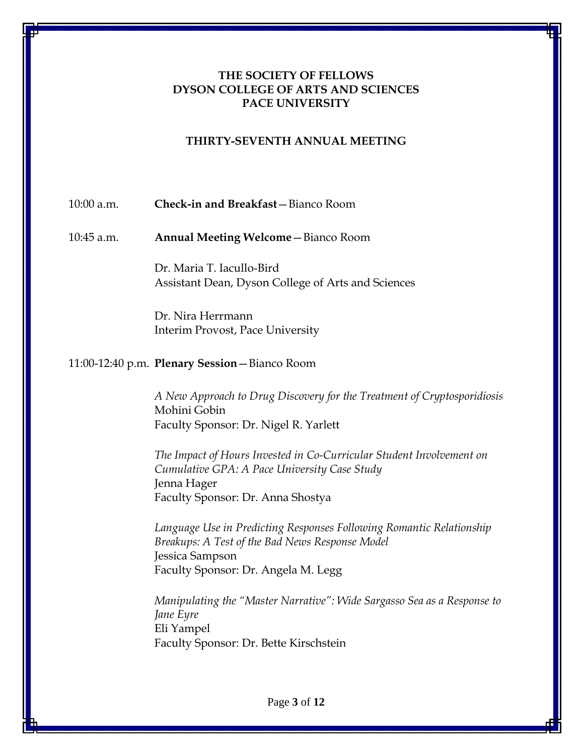**THE SOCIETY OF FELLOWS**
**DYSON COLLEGE OF ARTS AND SCIENCES**
**PACE UNIVERSITY**

**THIRTY-SEVENTH ANNUAL MEETING**

10:00 a.m. **Check-in and Breakfast**—Bianco Room

10:45 a.m. **Annual Meeting Welcome**—Bianco Room

Dr. Maria T. Iacullo-Bird
Assistant Dean, Dyson College of Arts and Sciences

Dr. Nira Herrmann
Interim Provost, Pace University

11:00-12:40 p.m. **Plenary Session**—Bianco Room

*A New Approach to Drug Discovery for the Treatment of Cryptosporidiosis*
Mohini Gobin
Faculty Sponsor: Dr. Nigel R. Yarlett

*The Impact of Hours Invested in Co-Curricular Student Involvement on Cumulative GPA: A Pace University Case Study*
Jenna Hager
Faculty Sponsor: Dr. Anna Shostya

*Language Use in Predicting Responses Following Romantic Relationship Breakups: A Test of the Bad News Response Model*
Jessica Sampson
Faculty Sponsor: Dr. Angela M. Legg

*Manipulating the "Master Narrative": Wide Sargasso Sea as a Response to Jane Eyre*
Eli Yampel
Faculty Sponsor: Dr. Bette Kirschstein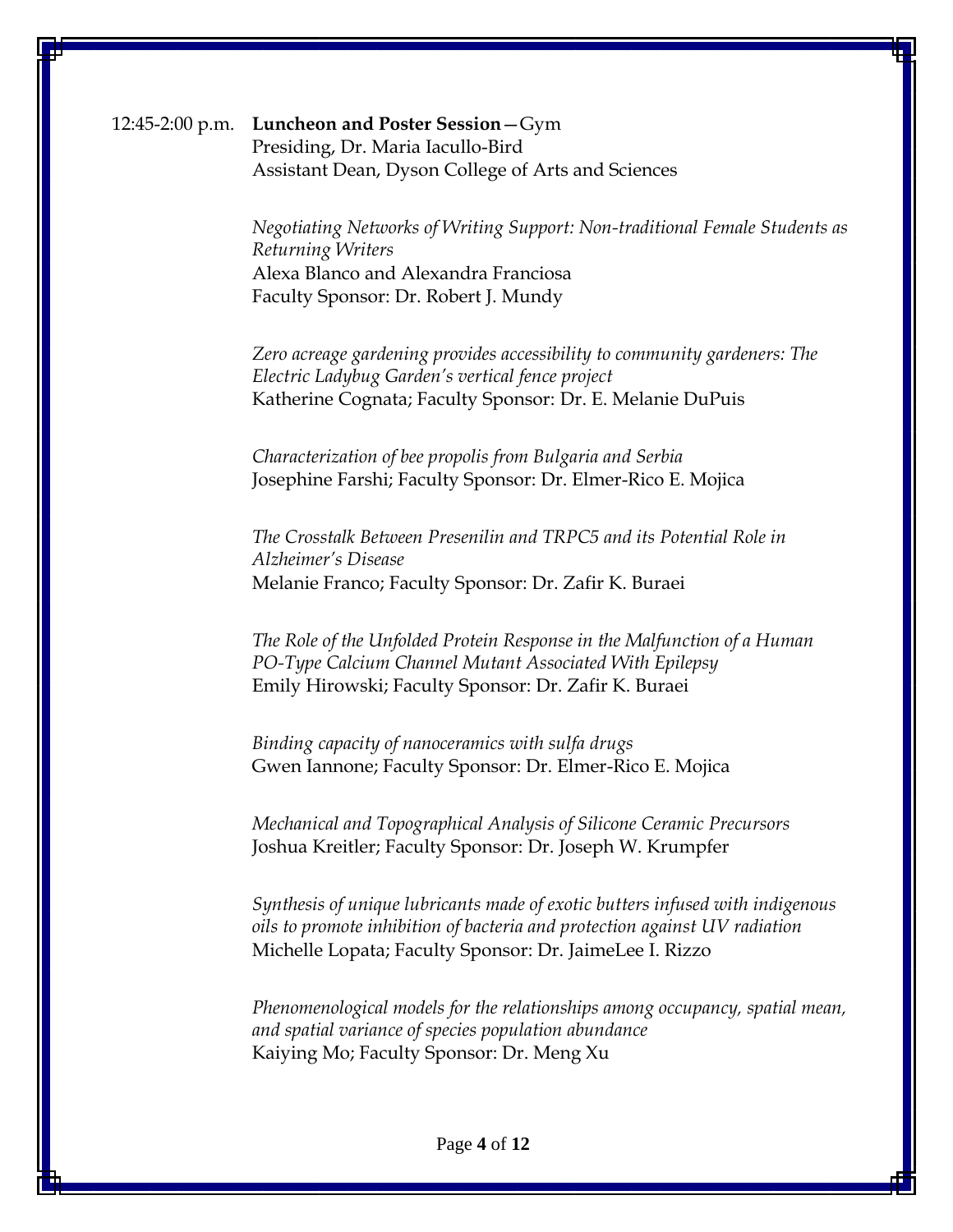12:45-2:00 p.m. **Luncheon and Poster Session**—Gym
Presiding, Dr. Maria Iacullo-Bird
Assistant Dean, Dyson College of Arts and Sciences

*Negotiating Networks of Writing Support: Non-traditional Female Students as Returning Writers*
Alexa Blanco and Alexandra Franciosa
Faculty Sponsor: Dr. Robert J. Mundy

*Zero acreage gardening provides accessibility to community gardeners: The Electric Ladybug Garden's vertical fence project*
Katherine Cognata; Faculty Sponsor: Dr. E. Melanie DuPuis

*Characterization of bee propolis from Bulgaria and Serbia*
Josephine Farshi; Faculty Sponsor: Dr. Elmer-Rico E. Mojica

*The Crosstalk Between Presenilin and TRPC5 and its Potential Role in Alzheimer's Disease*
Melanie Franco; Faculty Sponsor: Dr. Zafir K. Buraei

*The Role of the Unfolded Protein Response in the Malfunction of a Human PO-Type Calcium Channel Mutant Associated With Epilepsy*
Emily Hirowski; Faculty Sponsor: Dr. Zafir K. Buraei

*Binding capacity of nanoceramics with sulfa drugs*
Gwen Iannone; Faculty Sponsor: Dr. Elmer-Rico E. Mojica

*Mechanical and Topographical Analysis of Silicone Ceramic Precursors*
Joshua Kreitler; Faculty Sponsor: Dr. Joseph W. Krumpfer

*Synthesis of unique lubricants made of exotic butters infused with indigenous oils to promote inhibition of bacteria and protection against UV radiation*
Michelle Lopata; Faculty Sponsor: Dr. JaimeLee I. Rizzo

*Phenomenological models for the relationships among occupancy, spatial mean, and spatial variance of species population abundance*
Kaiying Mo; Faculty Sponsor: Dr. Meng Xu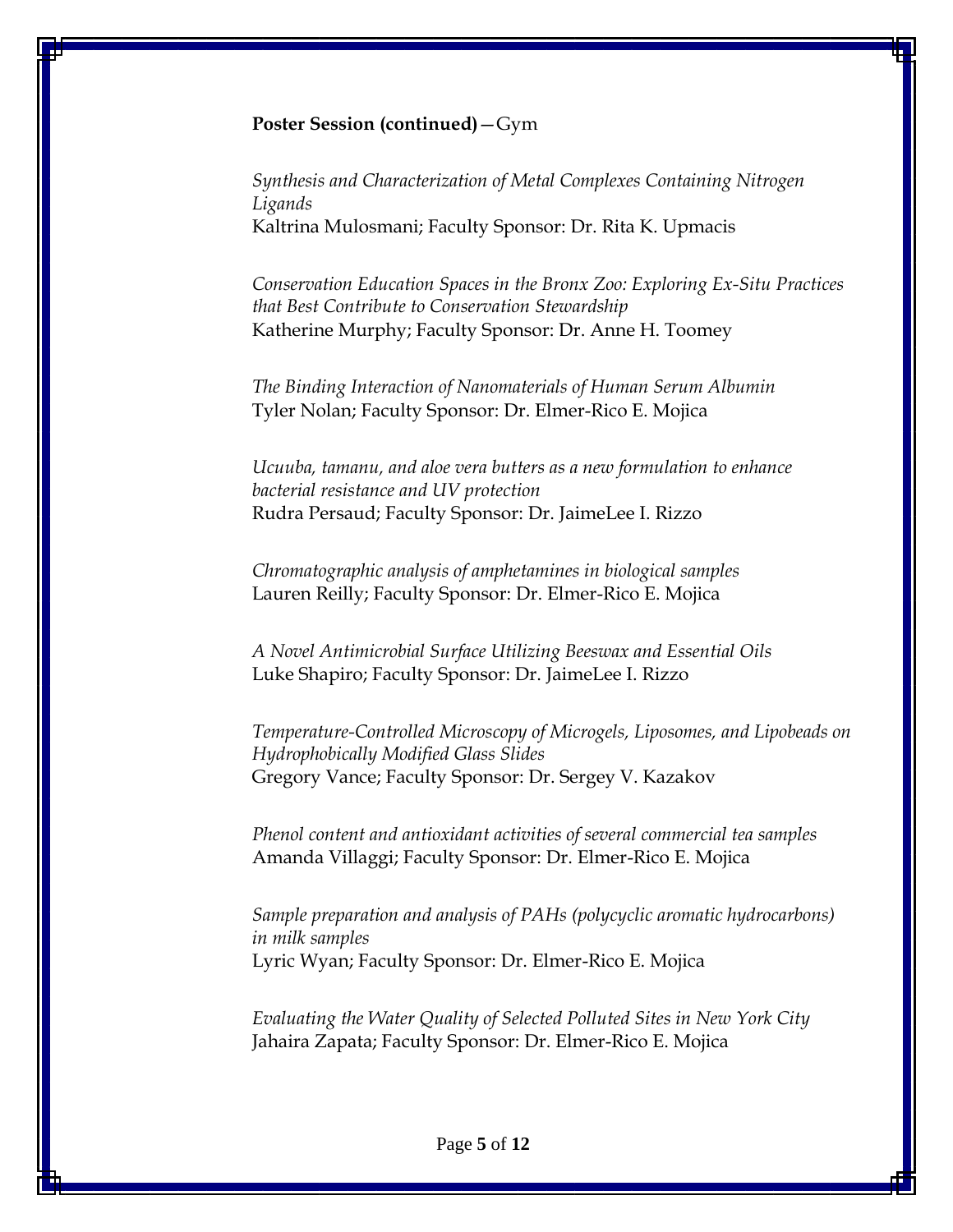**Poster Session (continued)**—Gym

*Synthesis and Characterization of Metal Complexes Containing Nitrogen Ligands*
Kaltrina Mulosmani; Faculty Sponsor: Dr. Rita K. Upmacis

*Conservation Education Spaces in the Bronx Zoo: Exploring Ex-Situ Practices that Best Contribute to Conservation Stewardship*
Katherine Murphy; Faculty Sponsor: Dr. Anne H. Toomey

*The Binding Interaction of Nanomaterials of Human Serum Albumin*
Tyler Nolan; Faculty Sponsor: Dr. Elmer-Rico E. Mojica

*Ucuuba, tamanu, and aloe vera butters as a new formulation to enhance bacterial resistance and UV protection*
Rudra Persaud; Faculty Sponsor: Dr. JaimeLee I. Rizzo

*Chromatographic analysis of amphetamines in biological samples*
Lauren Reilly; Faculty Sponsor: Dr. Elmer-Rico E. Mojica

*A Novel Antimicrobial Surface Utilizing Beeswax and Essential Oils*
Luke Shapiro; Faculty Sponsor: Dr. JaimeLee I. Rizzo

*Temperature-Controlled Microscopy of Microgels, Liposomes, and Lipobeads on Hydrophobically Modified Glass Slides*
Gregory Vance; Faculty Sponsor: Dr. Sergey V. Kazakov

*Phenol content and antioxidant activities of several commercial tea samples*
Amanda Villaggi; Faculty Sponsor: Dr. Elmer-Rico E. Mojica

*Sample preparation and analysis of PAHs (polycyclic aromatic hydrocarbons) in milk samples*
Lyric Wyan; Faculty Sponsor: Dr. Elmer-Rico E. Mojica

*Evaluating the Water Quality of Selected Polluted Sites in New York City*
Jahaira Zapata; Faculty Sponsor: Dr. Elmer-Rico E. Mojica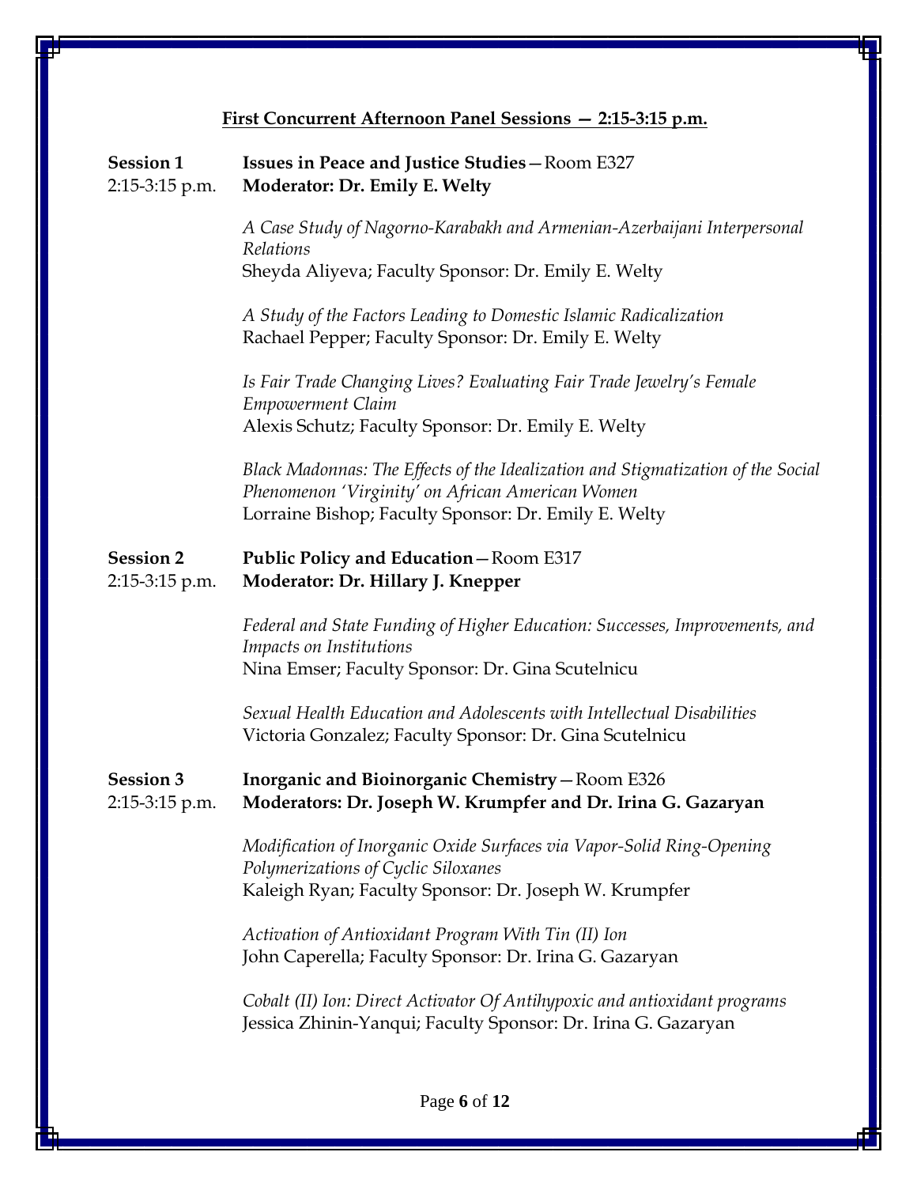## First Concurrent Afternoon Panel Sessions — 2:15-3:15 p.m.

**Session 1** **Issues in Peace and Justice Studies**—Room E327
2:15-3:15 p.m. **Moderator: Dr. Emily E. Welty**

*A Case Study of Nagorno-Karabakh and Armenian-Azerbaijani Interpersonal Relations*
Sheyda Aliyeva; Faculty Sponsor: Dr. Emily E. Welty

*A Study of the Factors Leading to Domestic Islamic Radicalization*
Rachael Pepper; Faculty Sponsor: Dr. Emily E. Welty

*Is Fair Trade Changing Lives? Evaluating Fair Trade Jewelry's Female Empowerment Claim*
Alexis Schutz; Faculty Sponsor: Dr. Emily E. Welty

*Black Madonnas: The Effects of the Idealization and Stigmatization of the Social Phenomenon 'Virginity' on African American Women*
Lorraine Bishop; Faculty Sponsor: Dr. Emily E. Welty

**Session 2** **Public Policy and Education**—Room E317
2:15-3:15 p.m. **Moderator: Dr. Hillary J. Knepper**

*Federal and State Funding of Higher Education: Successes, Improvements, and Impacts on Institutions*
Nina Emser; Faculty Sponsor: Dr. Gina Scutelnicu

*Sexual Health Education and Adolescents with Intellectual Disabilities*
Victoria Gonzalez; Faculty Sponsor: Dr. Gina Scutelnicu

**Session 3** **Inorganic and Bioinorganic Chemistry**—Room E326
2:15-3:15 p.m. **Moderators: Dr. Joseph W. Krumpfer and Dr. Irina G. Gazaryan**

*Modification of Inorganic Oxide Surfaces via Vapor-Solid Ring-Opening Polymerizations of Cyclic Siloxanes*
Kaleigh Ryan; Faculty Sponsor: Dr. Joseph W. Krumpfer

*Activation of Antioxidant Program With Tin (II) Ion*
John Caperella; Faculty Sponsor: Dr. Irina G. Gazaryan

*Cobalt (II) Ion: Direct Activator Of Antihypoxic and antioxidant programs*
Jessica Zhinin-Yanqui; Faculty Sponsor: Dr. Irina G. Gazaryan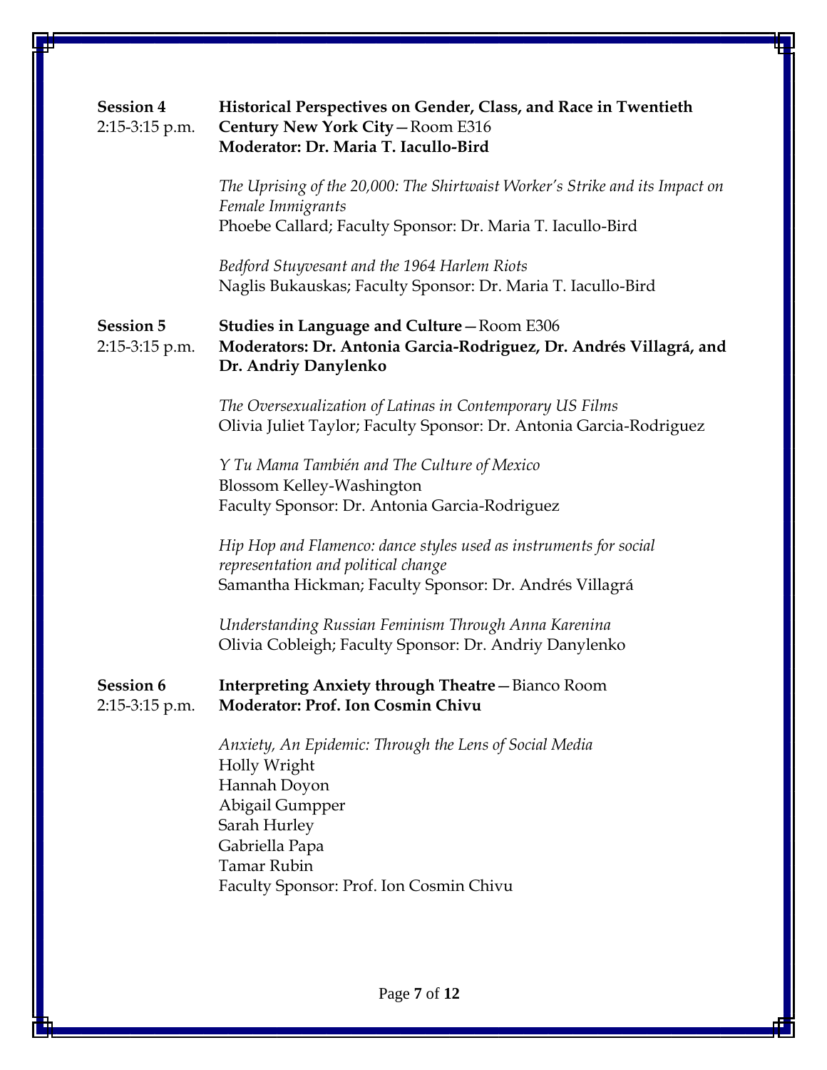**Session 4**
2:15-3:15 p.m.

**Historical Perspectives on Gender, Class, and Race in Twentieth Century New York City**—Room E316
**Moderator: Dr. Maria T. Iacullo-Bird**

*The Uprising of the 20,000: The Shirtwaist Worker's Strike and its Impact on Female Immigrants*
Phoebe Callard; Faculty Sponsor: Dr. Maria T. Iacullo-Bird

*Bedford Stuyvesant and the 1964 Harlem Riots*
Naglis Bukauskas; Faculty Sponsor: Dr. Maria T. Iacullo-Bird

**Session 5**
2:15-3:15 p.m.

**Studies in Language and Culture**—Room E306
**Moderators: Dr. Antonia Garcia-Rodriguez, Dr. Andrés Villagrá, and Dr. Andriy Danylenko**

*The Oversexualization of Latinas in Contemporary US Films*
Olivia Juliet Taylor; Faculty Sponsor: Dr. Antonia Garcia-Rodriguez

*Y Tu Mama También and The Culture of Mexico*
Blossom Kelley-Washington
Faculty Sponsor: Dr. Antonia Garcia-Rodriguez

*Hip Hop and Flamenco: dance styles used as instruments for social representation and political change*
Samantha Hickman; Faculty Sponsor: Dr. Andrés Villagrá

*Understanding Russian Feminism Through Anna Karenina*
Olivia Cobleigh; Faculty Sponsor: Dr. Andriy Danylenko

**Session 6**
2:15-3:15 p.m.

**Interpreting Anxiety through Theatre**—Bianco Room
**Moderator: Prof. Ion Cosmin Chivu**

*Anxiety, An Epidemic: Through the Lens of Social Media*
Holly Wright
Hannah Doyon
Abigail Gumpper
Sarah Hurley
Gabriella Papa
Tamar Rubin
Faculty Sponsor: Prof. Ion Cosmin Chivu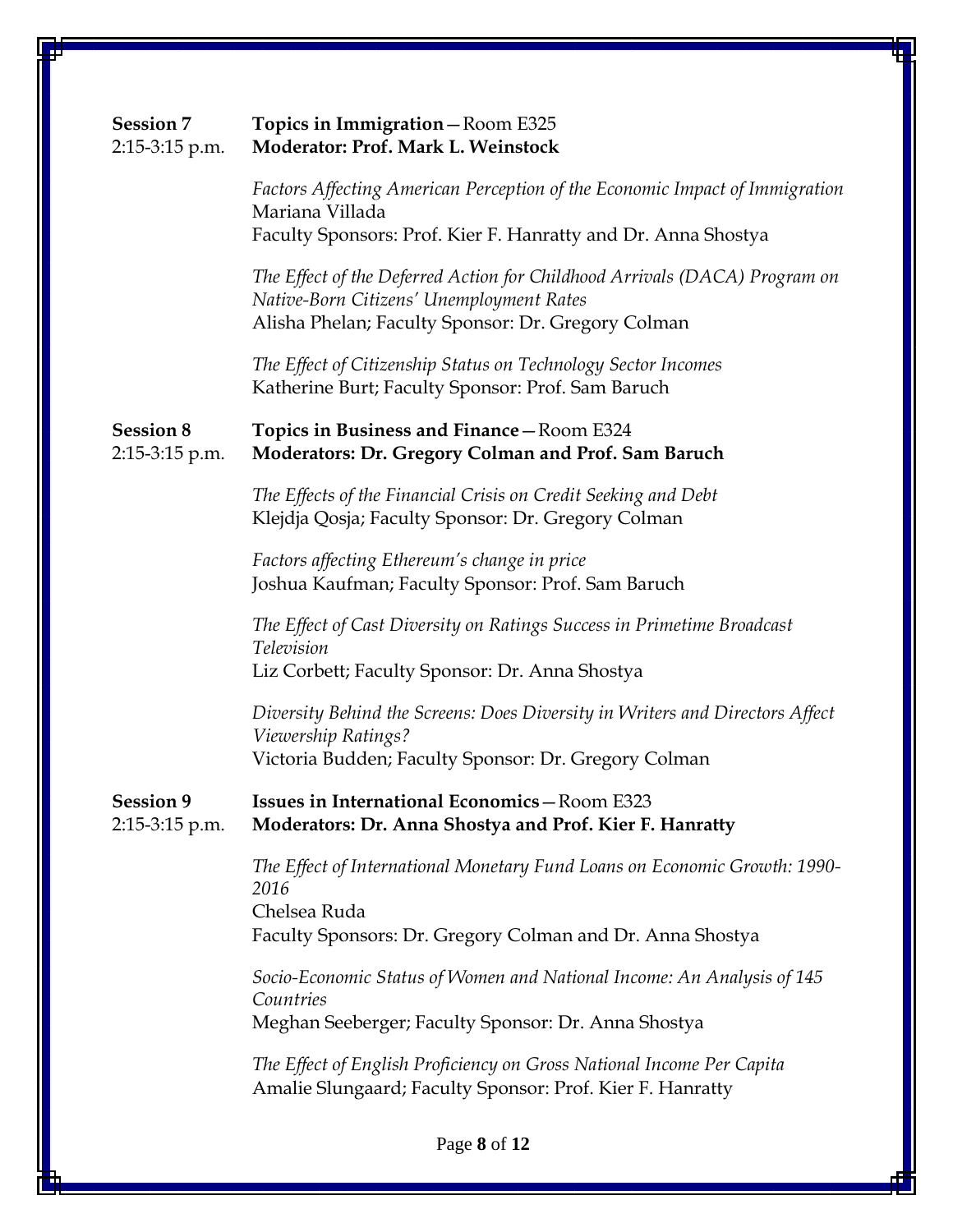**Session 7** 2:15-3:15 p.m.

**Topics in Immigration**—Room E325
**Moderator: Prof. Mark L. Weinstock**

*Factors Affecting American Perception of the Economic Impact of Immigration*
Mariana Villada
Faculty Sponsors: Prof. Kier F. Hanratty and Dr. Anna Shostya

*The Effect of the Deferred Action for Childhood Arrivals (DACA) Program on Native-Born Citizens' Unemployment Rates*
Alisha Phelan; Faculty Sponsor: Dr. Gregory Colman

*The Effect of Citizenship Status on Technology Sector Incomes*
Katherine Burt; Faculty Sponsor: Prof. Sam Baruch

**Session 8** 2:15-3:15 p.m.

**Topics in Business and Finance**—Room E324
**Moderators: Dr. Gregory Colman and Prof. Sam Baruch**

*The Effects of the Financial Crisis on Credit Seeking and Debt*
Klejdja Qosja; Faculty Sponsor: Dr. Gregory Colman

*Factors affecting Ethereum's change in price*
Joshua Kaufman; Faculty Sponsor: Prof. Sam Baruch

*The Effect of Cast Diversity on Ratings Success in Primetime Broadcast Television*
Liz Corbett; Faculty Sponsor: Dr. Anna Shostya

*Diversity Behind the Screens: Does Diversity in Writers and Directors Affect Viewership Ratings?*
Victoria Budden; Faculty Sponsor: Dr. Gregory Colman

**Session 9** 2:15-3:15 p.m.

**Issues in International Economics**—Room E323
**Moderators: Dr. Anna Shostya and Prof. Kier F. Hanratty**

*The Effect of International Monetary Fund Loans on Economic Growth: 1990-2016*
Chelsea Ruda
Faculty Sponsors: Dr. Gregory Colman and Dr. Anna Shostya

*Socio-Economic Status of Women and National Income: An Analysis of 145 Countries*
Meghan Seeberger; Faculty Sponsor: Dr. Anna Shostya

*The Effect of English Proficiency on Gross National Income Per Capita*
Amalie Slungaard; Faculty Sponsor: Prof. Kier F. Hanratty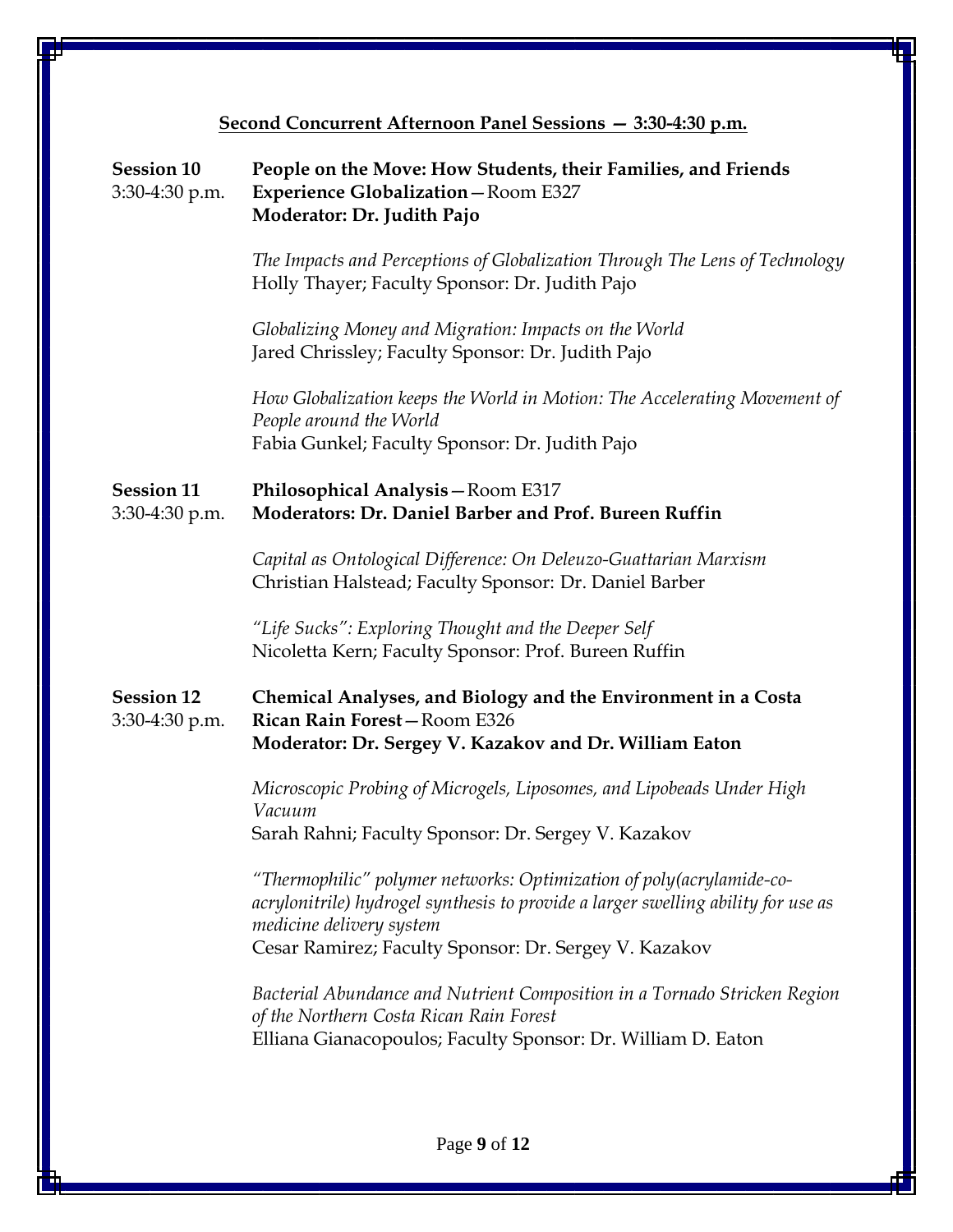## Second Concurrent Afternoon Panel Sessions — 3:30-4:30 p.m.

**Session 10**
3:30-4:30 p.m.

**People on the Move: How Students, their Families, and Friends Experience Globalization**—Room E327
**Moderator: Dr. Judith Pajo**

*The Impacts and Perceptions of Globalization Through The Lens of Technology*
Holly Thayer; Faculty Sponsor: Dr. Judith Pajo

*Globalizing Money and Migration: Impacts on the World*
Jared Chrissley; Faculty Sponsor: Dr. Judith Pajo

*How Globalization keeps the World in Motion: The Accelerating Movement of People around the World*
Fabia Gunkel; Faculty Sponsor: Dr. Judith Pajo

**Session 11**
3:30-4:30 p.m.

**Philosophical Analysis**—Room E317
**Moderators: Dr. Daniel Barber and Prof. Bureen Ruffin**

*Capital as Ontological Difference: On Deleuzo-Guattarian Marxism*
Christian Halstead; Faculty Sponsor: Dr. Daniel Barber

*"Life Sucks": Exploring Thought and the Deeper Self*
Nicoletta Kern; Faculty Sponsor: Prof. Bureen Ruffin

**Session 12**
3:30-4:30 p.m.

**Chemical Analyses, and Biology and the Environment in a Costa Rican Rain Forest**—Room E326
**Moderator: Dr. Sergey V. Kazakov and Dr. William Eaton**

*Microscopic Probing of Microgels, Liposomes, and Lipobeads Under High Vacuum*
Sarah Rahni; Faculty Sponsor: Dr. Sergey V. Kazakov

*"Thermophilic" polymer networks: Optimization of poly(acrylamide-co-acrylonitrile) hydrogel synthesis to provide a larger swelling ability for use as medicine delivery system*
Cesar Ramirez; Faculty Sponsor: Dr. Sergey V. Kazakov

*Bacterial Abundance and Nutrient Composition in a Tornado Stricken Region of the Northern Costa Rican Rain Forest*
Elliana Gianacopoulos; Faculty Sponsor: Dr. William D. Eaton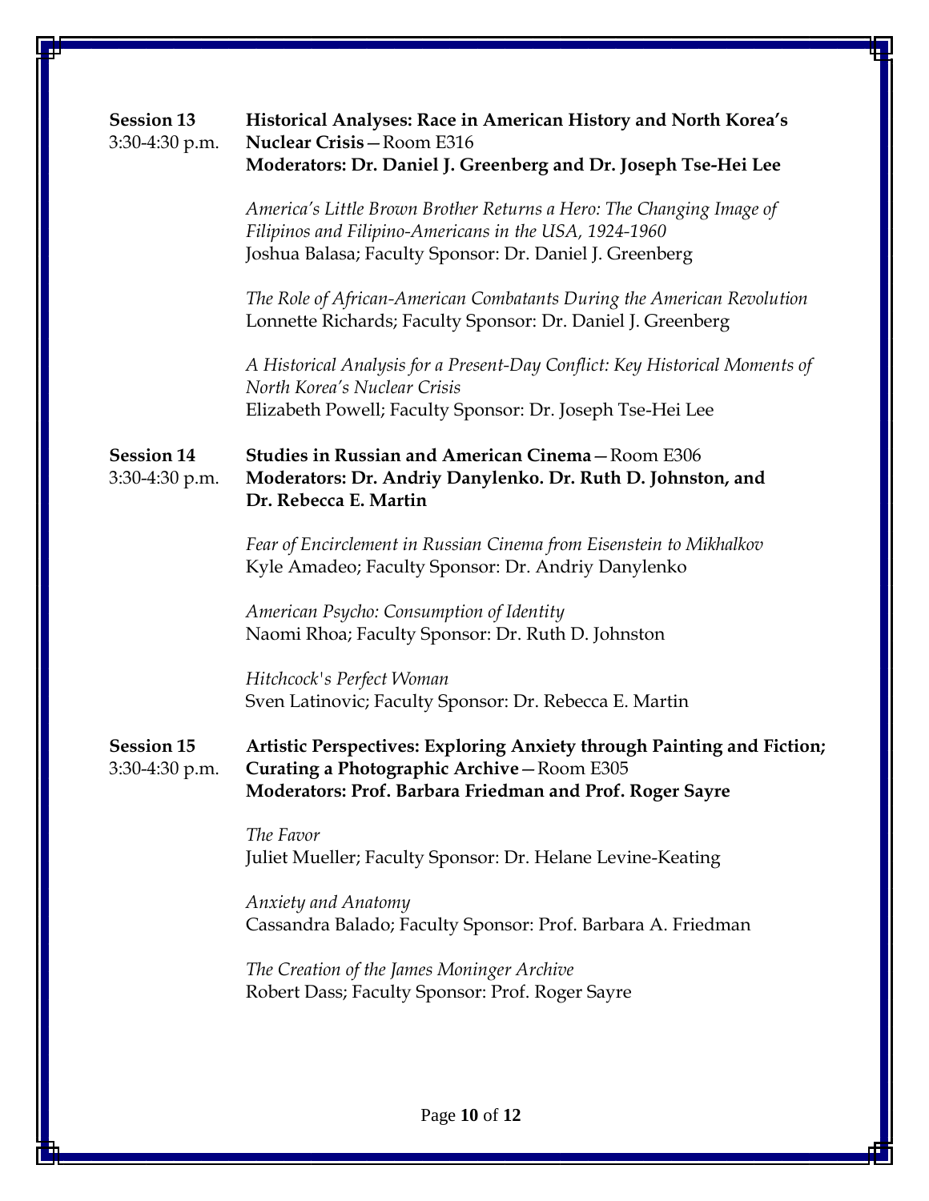**Session 13**
3:30-4:30 p.m.

**Historical Analyses: Race in American History and North Korea's Nuclear Crisis**—Room E316
**Moderators: Dr. Daniel J. Greenberg and Dr. Joseph Tse-Hei Lee**

*America's Little Brown Brother Returns a Hero: The Changing Image of Filipinos and Filipino-Americans in the USA, 1924-1960*
Joshua Balasa; Faculty Sponsor: Dr. Daniel J. Greenberg

*The Role of African-American Combatants During the American Revolution*
Lonnette Richards; Faculty Sponsor: Dr. Daniel J. Greenberg

*A Historical Analysis for a Present-Day Conflict: Key Historical Moments of North Korea's Nuclear Crisis*
Elizabeth Powell; Faculty Sponsor: Dr. Joseph Tse-Hei Lee

**Session 14**
3:30-4:30 p.m.

**Studies in Russian and American Cinema**—Room E306
**Moderators: Dr. Andriy Danylenko. Dr. Ruth D. Johnston, and Dr. Rebecca E. Martin**

*Fear of Encirclement in Russian Cinema from Eisenstein to Mikhalkov*
Kyle Amadeo; Faculty Sponsor: Dr. Andriy Danylenko

*American Psycho: Consumption of Identity*
Naomi Rhoa; Faculty Sponsor: Dr. Ruth D. Johnston

*Hitchcock's Perfect Woman*
Sven Latinovic; Faculty Sponsor: Dr. Rebecca E. Martin

**Session 15**
3:30-4:30 p.m.

**Artistic Perspectives: Exploring Anxiety through Painting and Fiction; Curating a Photographic Archive**—Room E305
**Moderators: Prof. Barbara Friedman and Prof. Roger Sayre**

*The Favor*
Juliet Mueller; Faculty Sponsor: Dr. Helane Levine-Keating

*Anxiety and Anatomy*
Cassandra Balado; Faculty Sponsor: Prof. Barbara A. Friedman

*The Creation of the James Moninger Archive*
Robert Dass; Faculty Sponsor: Prof. Roger Sayre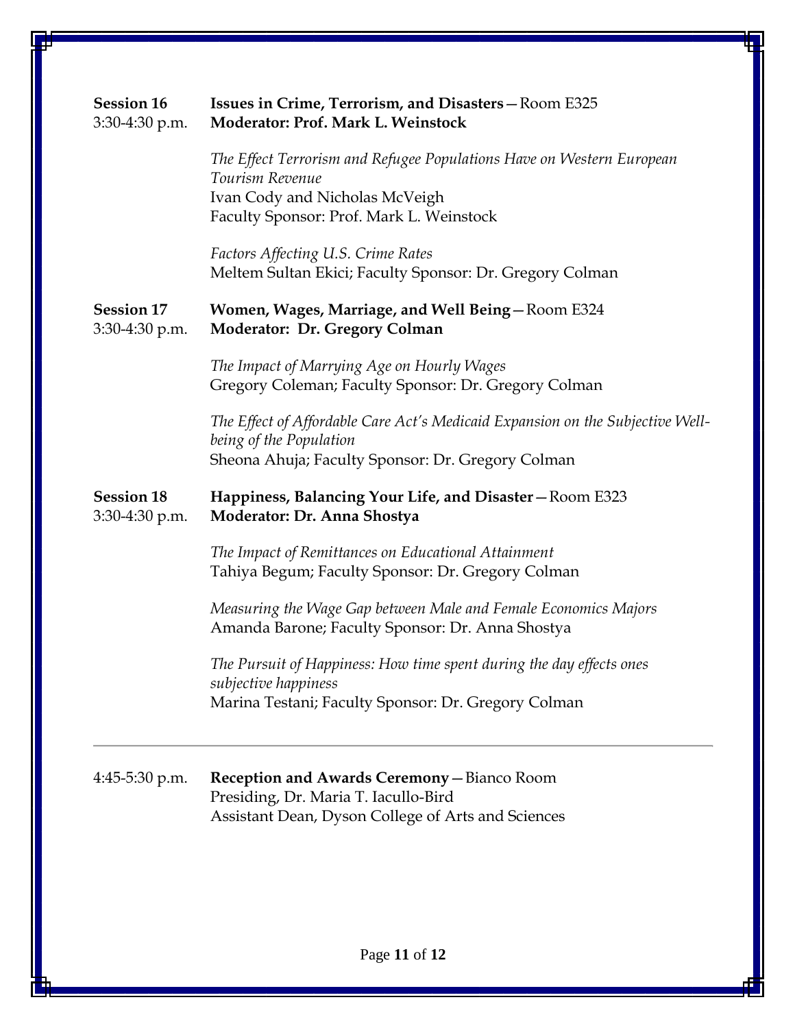**Session 16** 3:30-4:30 p.m.

**Issues in Crime, Terrorism, and Disasters**—Room E325
**Moderator: Prof. Mark L. Weinstock**

*The Effect Terrorism and Refugee Populations Have on Western European Tourism Revenue*
Ivan Cody and Nicholas McVeigh
Faculty Sponsor: Prof. Mark L. Weinstock

*Factors Affecting U.S. Crime Rates*
Meltem Sultan Ekici; Faculty Sponsor: Dr. Gregory Colman

**Session 17** 3:30-4:30 p.m.

**Women, Wages, Marriage, and Well Being**—Room E324
**Moderator: Dr. Gregory Colman**

*The Impact of Marrying Age on Hourly Wages*
Gregory Coleman; Faculty Sponsor: Dr. Gregory Colman

*The Effect of Affordable Care Act's Medicaid Expansion on the Subjective Well-being of the Population*
Sheona Ahuja; Faculty Sponsor: Dr. Gregory Colman

**Session 18** 3:30-4:30 p.m.

**Happiness, Balancing Your Life, and Disaster**—Room E323
**Moderator: Dr. Anna Shostya**

*The Impact of Remittances on Educational Attainment*
Tahiya Begum; Faculty Sponsor: Dr. Gregory Colman

*Measuring the Wage Gap between Male and Female Economics Majors*
Amanda Barone; Faculty Sponsor: Dr. Anna Shostya

*The Pursuit of Happiness: How time spent during the day effects ones subjective happiness*
Marina Testani; Faculty Sponsor: Dr. Gregory Colman

---

4:45-5:30 p.m. **Reception and Awards Ceremony**—Bianco Room
Presiding, Dr. Maria T. Iacullo-Bird
Assistant Dean, Dyson College of Arts and Sciences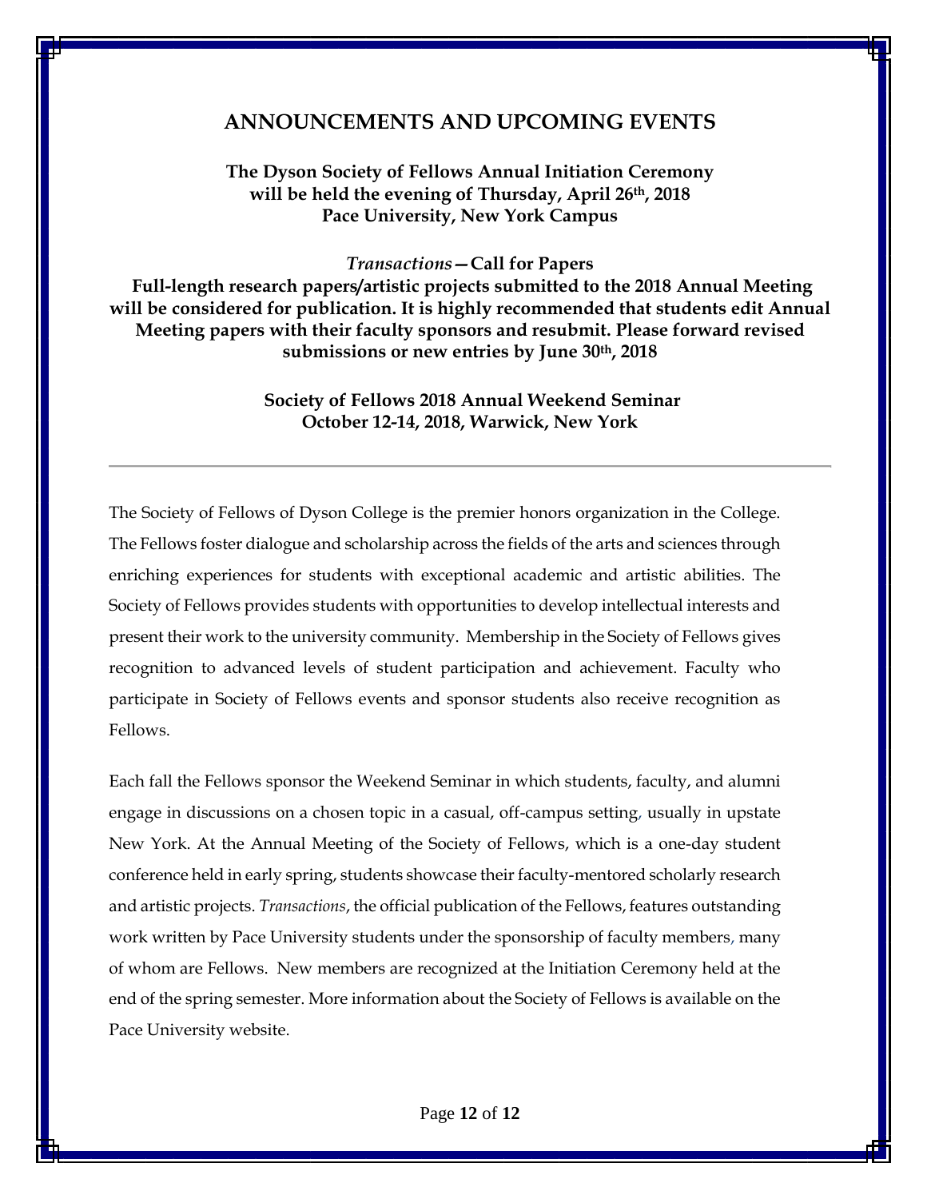## ANNOUNCEMENTS AND UPCOMING EVENTS

**The Dyson Society of Fellows Annual Initiation Ceremony**
**will be held the evening of Thursday, April 26th, 2018**
**Pace University, New York Campus**

***Transactions*—Call for Papers**
**Full-length research papers/artistic projects submitted to the 2018 Annual Meeting will be considered for publication. It is highly recommended that students edit Annual Meeting papers with their faculty sponsors and resubmit. Please forward revised submissions or new entries by June 30th, 2018**

**Society of Fellows 2018 Annual Weekend Seminar**
**October 12-14, 2018, Warwick, New York**

---

The Society of Fellows of Dyson College is the premier honors organization in the College. The Fellows foster dialogue and scholarship across the fields of the arts and sciences through enriching experiences for students with exceptional academic and artistic abilities. The Society of Fellows provides students with opportunities to develop intellectual interests and present their work to the university community. Membership in the Society of Fellows gives recognition to advanced levels of student participation and achievement. Faculty who participate in Society of Fellows events and sponsor students also receive recognition as Fellows.

Each fall the Fellows sponsor the Weekend Seminar in which students, faculty, and alumni engage in discussions on a chosen topic in a casual, off-campus setting, usually in upstate New York. At the Annual Meeting of the Society of Fellows, which is a one-day student conference held in early spring, students showcase their faculty-mentored scholarly research and artistic projects. *Transactions*, the official publication of the Fellows, features outstanding work written by Pace University students under the sponsorship of faculty members, many of whom are Fellows. New members are recognized at the Initiation Ceremony held at the end of the spring semester. More information about the Society of Fellows is available on the Pace University website.